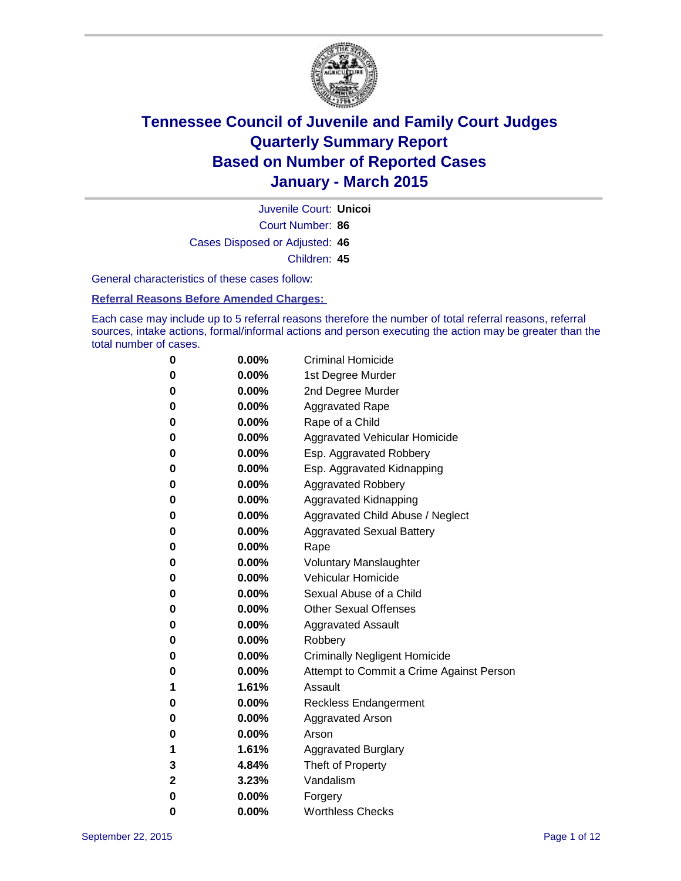# Tennessee Council of Juvenile and Family Court Judges
# Quarterly Summary Report
# Based on Number of Reported Cases
# January - March 2015

Juvenile Court: **Unicoi**

Court Number: **86**

Cases Disposed or Adjusted: **46**

Children: **45**

General characteristics of these cases follow:

**Referral Reasons Before Amended Charges:**

Each case may include up to 5 referral reasons therefore the number of total referral reasons, referral sources, intake actions, formal/informal actions and person executing the action may be greater than the total number of cases.

| | | |
|---|---|---|
| 0 | 0.00% | Criminal Homicide |
| 0 | 0.00% | 1st Degree Murder |
| 0 | 0.00% | 2nd Degree Murder |
| 0 | 0.00% | Aggravated Rape |
| 0 | 0.00% | Rape of a Child |
| 0 | 0.00% | Aggravated Vehicular Homicide |
| 0 | 0.00% | Esp. Aggravated Robbery |
| 0 | 0.00% | Esp. Aggravated Kidnapping |
| 0 | 0.00% | Aggravated Robbery |
| 0 | 0.00% | Aggravated Kidnapping |
| 0 | 0.00% | Aggravated Child Abuse / Neglect |
| 0 | 0.00% | Aggravated Sexual Battery |
| 0 | 0.00% | Rape |
| 0 | 0.00% | Voluntary Manslaughter |
| 0 | 0.00% | Vehicular Homicide |
| 0 | 0.00% | Sexual Abuse of a Child |
| 0 | 0.00% | Other Sexual Offenses |
| 0 | 0.00% | Aggravated Assault |
| 0 | 0.00% | Robbery |
| 0 | 0.00% | Criminally Negligent Homicide |
| 0 | 0.00% | Attempt to Commit a Crime Against Person |
| 1 | 1.61% | Assault |
| 0 | 0.00% | Reckless Endangerment |
| 0 | 0.00% | Aggravated Arson |
| 0 | 0.00% | Arson |
| 1 | 1.61% | Aggravated Burglary |
| 3 | 4.84% | Theft of Property |
| 2 | 3.23% | Vandalism |
| 0 | 0.00% | Forgery |
| 0 | 0.00% | Worthless Checks |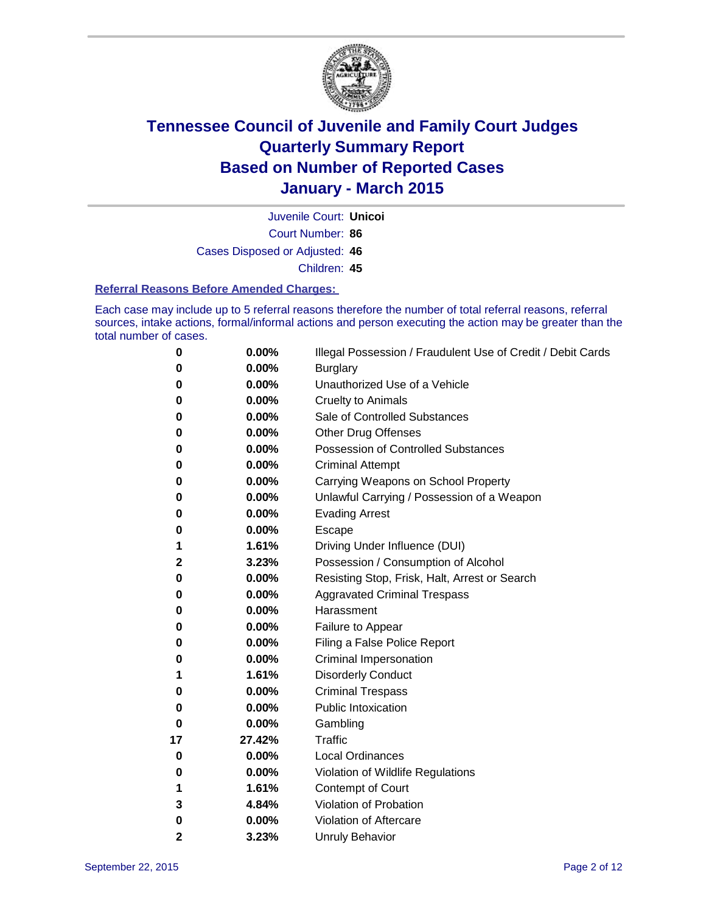# Tennessee Council of Juvenile and Family Court Judges
# Quarterly Summary Report
# Based on Number of Reported Cases
# January - March 2015

Juvenile Court: **Unicoi**
Court Number: **86**
Cases Disposed or Adjusted: **46**
Children: **45**

## Referral Reasons Before Amended Charges:

Each case may include up to 5 referral reasons therefore the number of total referral reasons, referral sources, intake actions, formal/informal actions and person executing the action may be greater than the total number of cases.

| Count | Percent | Referral Reason |
|---|---|---|
| 0 | 0.00% | Illegal Possession / Fraudulent Use of Credit / Debit Cards |
| 0 | 0.00% | Burglary |
| 0 | 0.00% | Unauthorized Use of a Vehicle |
| 0 | 0.00% | Cruelty to Animals |
| 0 | 0.00% | Sale of Controlled Substances |
| 0 | 0.00% | Other Drug Offenses |
| 0 | 0.00% | Possession of Controlled Substances |
| 0 | 0.00% | Criminal Attempt |
| 0 | 0.00% | Carrying Weapons on School Property |
| 0 | 0.00% | Unlawful Carrying / Possession of a Weapon |
| 0 | 0.00% | Evading Arrest |
| 0 | 0.00% | Escape |
| 1 | 1.61% | Driving Under Influence (DUI) |
| 2 | 3.23% | Possession / Consumption of Alcohol |
| 0 | 0.00% | Resisting Stop, Frisk, Halt, Arrest or Search |
| 0 | 0.00% | Aggravated Criminal Trespass |
| 0 | 0.00% | Harassment |
| 0 | 0.00% | Failure to Appear |
| 0 | 0.00% | Filing a False Police Report |
| 0 | 0.00% | Criminal Impersonation |
| 1 | 1.61% | Disorderly Conduct |
| 0 | 0.00% | Criminal Trespass |
| 0 | 0.00% | Public Intoxication |
| 0 | 0.00% | Gambling |
| 17 | 27.42% | Traffic |
| 0 | 0.00% | Local Ordinances |
| 0 | 0.00% | Violation of Wildlife Regulations |
| 1 | 1.61% | Contempt of Court |
| 3 | 4.84% | Violation of Probation |
| 0 | 0.00% | Violation of Aftercare |
| 2 | 3.23% | Unruly Behavior |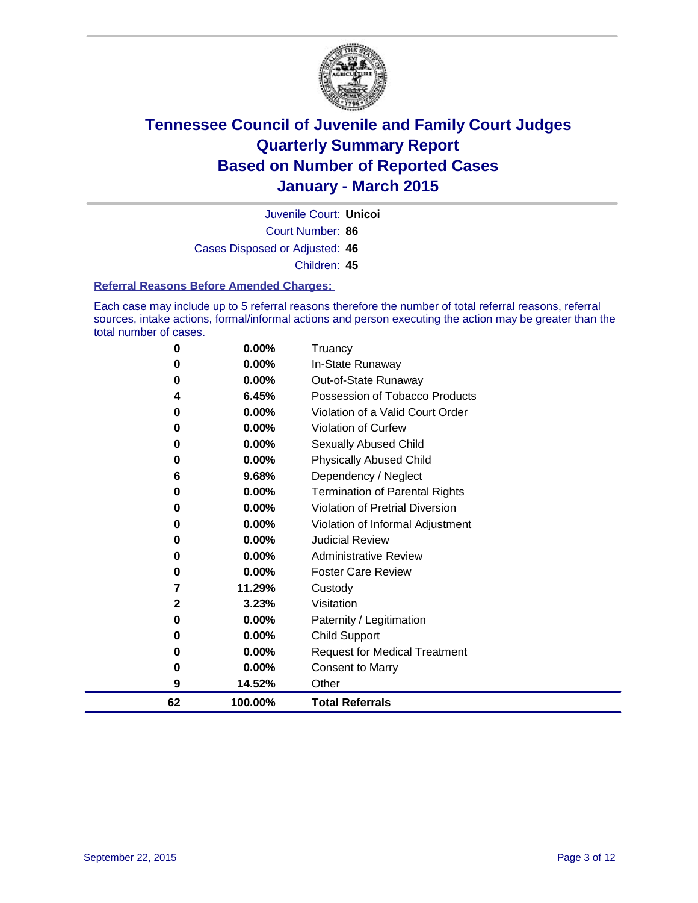# Tennessee Council of Juvenile and Family Court Judges
## Quarterly Summary Report
## Based on Number of Reported Cases
## January - March 2015

Juvenile Court: **Unicoi**

Court Number: **86**

Cases Disposed or Adjusted: **46**

Children: **45**

### Referral Reasons Before Amended Charges:

Each case may include up to 5 referral reasons therefore the number of total referral reasons, referral sources, intake actions, formal/informal actions and person executing the action may be greater than the total number of cases.

| Count | Percent | Referral Reason |
|---|---|---|
| 0 | 0.00% | Truancy |
| 0 | 0.00% | In-State Runaway |
| 0 | 0.00% | Out-of-State Runaway |
| 4 | 6.45% | Possession of Tobacco Products |
| 0 | 0.00% | Violation of a Valid Court Order |
| 0 | 0.00% | Violation of Curfew |
| 0 | 0.00% | Sexually Abused Child |
| 0 | 0.00% | Physically Abused Child |
| 6 | 9.68% | Dependency / Neglect |
| 0 | 0.00% | Termination of Parental Rights |
| 0 | 0.00% | Violation of Pretrial Diversion |
| 0 | 0.00% | Violation of Informal Adjustment |
| 0 | 0.00% | Judicial Review |
| 0 | 0.00% | Administrative Review |
| 0 | 0.00% | Foster Care Review |
| 7 | 11.29% | Custody |
| 2 | 3.23% | Visitation |
| 0 | 0.00% | Paternity / Legitimation |
| 0 | 0.00% | Child Support |
| 0 | 0.00% | Request for Medical Treatment |
| 0 | 0.00% | Consent to Marry |
| 9 | 14.52% | Other |
| **62** | **100.00%** | **Total Referrals** |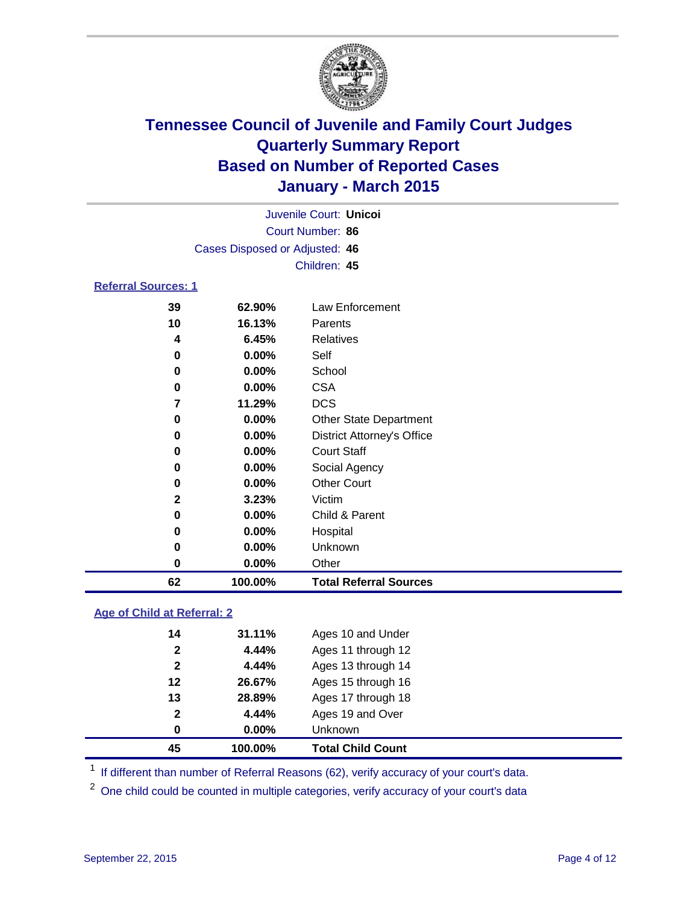# Tennessee Council of Juvenile and Family Court Judges
## Quarterly Summary Report
## Based on Number of Reported Cases
## January - March 2015

Juvenile Court: **Unicoi**
Court Number: **86**
Cases Disposed or Adjusted: **46**
Children: **45**

### Referral Sources: 1

| Count | Percent | Source |
|---|---|---|
| 39 | 62.90% | Law Enforcement |
| 10 | 16.13% | Parents |
| 4 | 6.45% | Relatives |
| 0 | 0.00% | Self |
| 0 | 0.00% | School |
| 0 | 0.00% | CSA |
| 7 | 11.29% | DCS |
| 0 | 0.00% | Other State Department |
| 0 | 0.00% | District Attorney's Office |
| 0 | 0.00% | Court Staff |
| 0 | 0.00% | Social Agency |
| 0 | 0.00% | Other Court |
| 2 | 3.23% | Victim |
| 0 | 0.00% | Child & Parent |
| 0 | 0.00% | Hospital |
| 0 | 0.00% | Unknown |
| 0 | 0.00% | Other |
| **62** | **100.00%** | **Total Referral Sources** |

### Age of Child at Referral: 2

| Count | Percent | Age |
|---|---|---|
| 14 | 31.11% | Ages 10 and Under |
| 2 | 4.44% | Ages 11 through 12 |
| 2 | 4.44% | Ages 13 through 14 |
| 12 | 26.67% | Ages 15 through 16 |
| 13 | 28.89% | Ages 17 through 18 |
| 2 | 4.44% | Ages 19 and Over |
| 0 | 0.00% | Unknown |
| **45** | **100.00%** | **Total Child Count** |

[1] If different than number of Referral Reasons (62), verify accuracy of your court's data.

[2] One child could be counted in multiple categories, verify accuracy of your court's data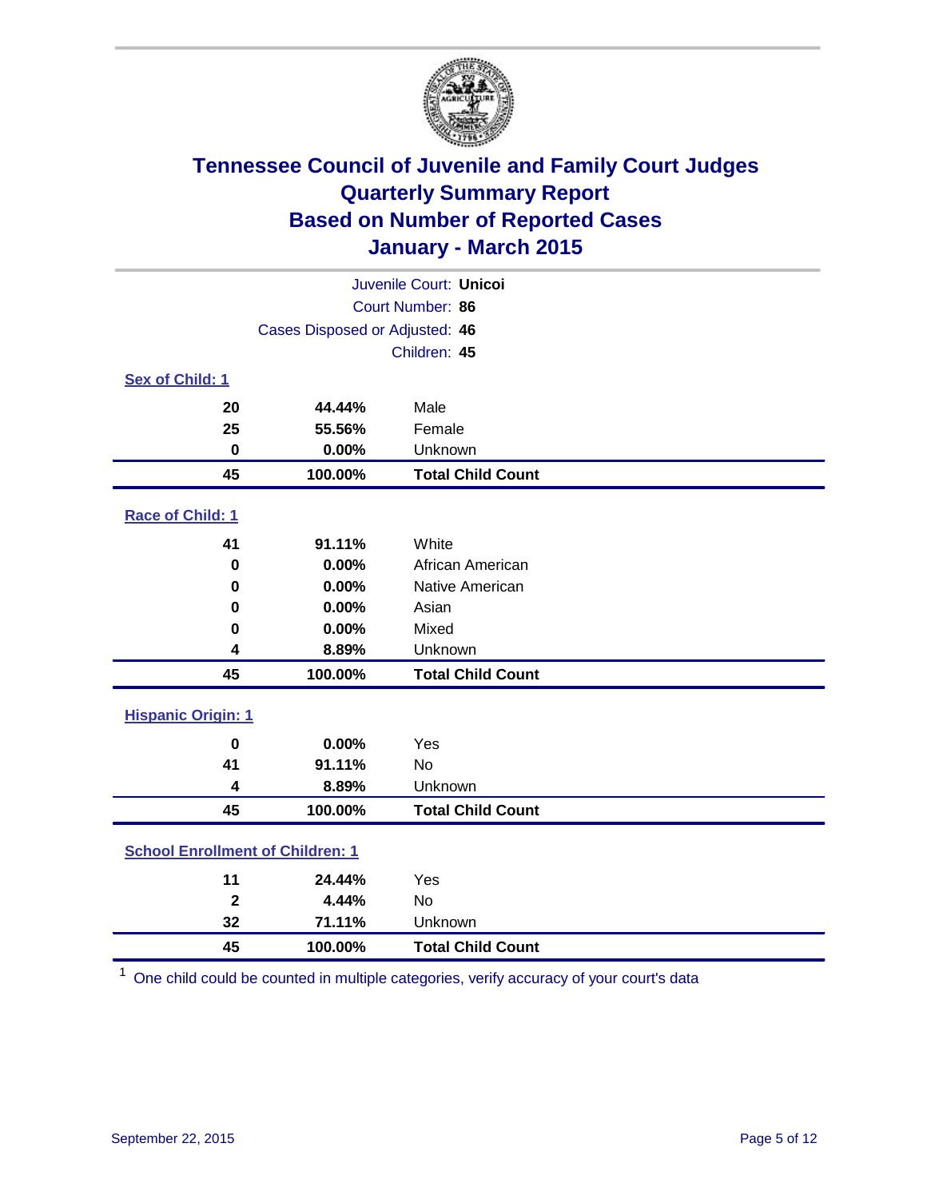# Tennessee Council of Juvenile and Family Court Judges
## Quarterly Summary Report
## Based on Number of Reported Cases
## January - March 2015

Juvenile Court: **Unicoi**
Court Number: **86**
Cases Disposed or Adjusted: **46**
Children: **45**

### Sex of Child: 1

| Count | Percent | Category |
|---|---|---|
| 20 | 44.44% | Male |
| 25 | 55.56% | Female |
| 0 | 0.00% | Unknown |
| **45** | **100.00%** | **Total Child Count** |

### Race of Child: 1

| Count | Percent | Category |
|---|---|---|
| 41 | 91.11% | White |
| 0 | 0.00% | African American |
| 0 | 0.00% | Native American |
| 0 | 0.00% | Asian |
| 0 | 0.00% | Mixed |
| 4 | 8.89% | Unknown |
| **45** | **100.00%** | **Total Child Count** |

### Hispanic Origin: 1

| Count | Percent | Category |
|---|---|---|
| 0 | 0.00% | Yes |
| 41 | 91.11% | No |
| 4 | 8.89% | Unknown |
| **45** | **100.00%** | **Total Child Count** |

### School Enrollment of Children: 1

| Count | Percent | Category |
|---|---|---|
| 11 | 24.44% | Yes |
| 2 | 4.44% | No |
| 32 | 71.11% | Unknown |
| **45** | **100.00%** | **Total Child Count** |

[1] One child could be counted in multiple categories, verify accuracy of your court's data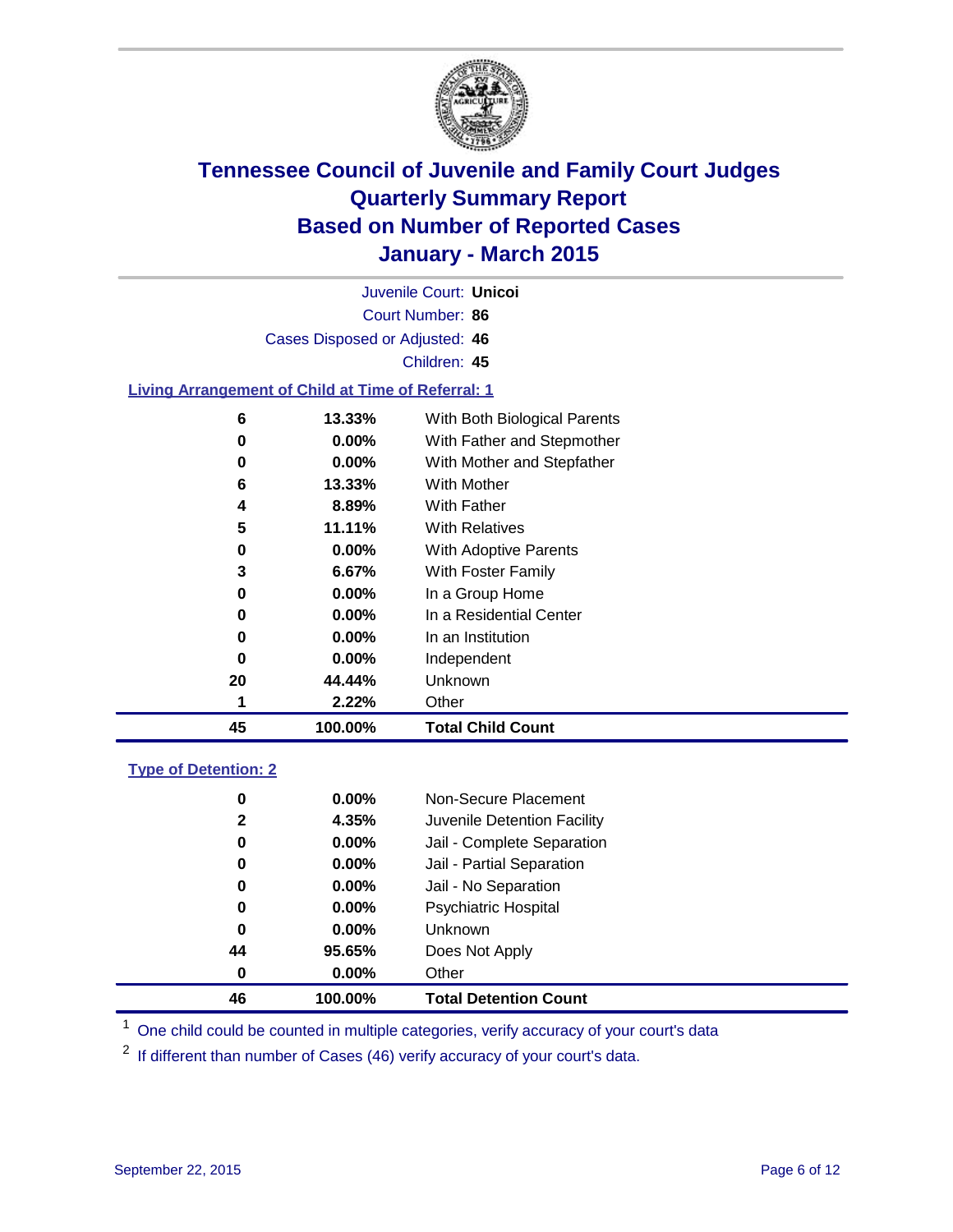# Tennessee Council of Juvenile and Family Court Judges
# Quarterly Summary Report
# Based on Number of Reported Cases
# January - March 2015

Juvenile Court: **Unicoi**

Court Number: **86**

Cases Disposed or Adjusted: **46**

Children: **45**

### Living Arrangement of Child at Time of Referral: 1

| Count | Percent | Living Arrangement |
|---|---|---|
| 6 | 13.33% | With Both Biological Parents |
| 0 | 0.00% | With Father and Stepmother |
| 0 | 0.00% | With Mother and Stepfather |
| 6 | 13.33% | With Mother |
| 4 | 8.89% | With Father |
| 5 | 11.11% | With Relatives |
| 0 | 0.00% | With Adoptive Parents |
| 3 | 6.67% | With Foster Family |
| 0 | 0.00% | In a Group Home |
| 0 | 0.00% | In a Residential Center |
| 0 | 0.00% | In an Institution |
| 0 | 0.00% | Independent |
| 20 | 44.44% | Unknown |
| 1 | 2.22% | Other |
| **45** | **100.00%** | **Total Child Count** |

### Type of Detention: 2

| Count | Percent | Type of Detention |
|---|---|---|
| 0 | 0.00% | Non-Secure Placement |
| 2 | 4.35% | Juvenile Detention Facility |
| 0 | 0.00% | Jail - Complete Separation |
| 0 | 0.00% | Jail - Partial Separation |
| 0 | 0.00% | Jail - No Separation |
| 0 | 0.00% | Psychiatric Hospital |
| 0 | 0.00% | Unknown |
| 44 | 95.65% | Does Not Apply |
| 0 | 0.00% | Other |
| **46** | **100.00%** | **Total Detention Count** |

[1] One child could be counted in multiple categories, verify accuracy of your court's data

[2] If different than number of Cases (46) verify accuracy of your court's data.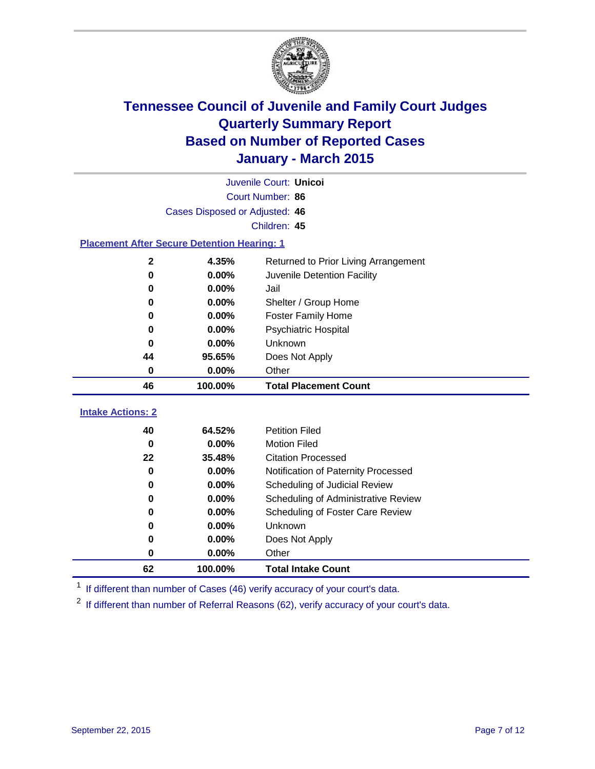# Tennessee Council of Juvenile and Family Court Judges
## Quarterly Summary Report
## Based on Number of Reported Cases
## January - March 2015

Juvenile Court: **Unicoi**

Court Number: **86**

Cases Disposed or Adjusted: **46**

Children: **45**

### Placement After Secure Detention Hearing: 1

| Count | Percent | Placement |
|---|---|---|
| 2 | 4.35% | Returned to Prior Living Arrangement |
| 0 | 0.00% | Juvenile Detention Facility |
| 0 | 0.00% | Jail |
| 0 | 0.00% | Shelter / Group Home |
| 0 | 0.00% | Foster Family Home |
| 0 | 0.00% | Psychiatric Hospital |
| 0 | 0.00% | Unknown |
| 44 | 95.65% | Does Not Apply |
| 0 | 0.00% | Other |
| **46** | **100.00%** | **Total Placement Count** |

### Intake Actions: 2

| Count | Percent | Intake Action |
|---|---|---|
| 40 | 64.52% | Petition Filed |
| 0 | 0.00% | Motion Filed |
| 22 | 35.48% | Citation Processed |
| 0 | 0.00% | Notification of Paternity Processed |
| 0 | 0.00% | Scheduling of Judicial Review |
| 0 | 0.00% | Scheduling of Administrative Review |
| 0 | 0.00% | Scheduling of Foster Care Review |
| 0 | 0.00% | Unknown |
| 0 | 0.00% | Does Not Apply |
| 0 | 0.00% | Other |
| **62** | **100.00%** | **Total Intake Count** |

[1] If different than number of Cases (46) verify accuracy of your court's data.

[2] If different than number of Referral Reasons (62), verify accuracy of your court's data.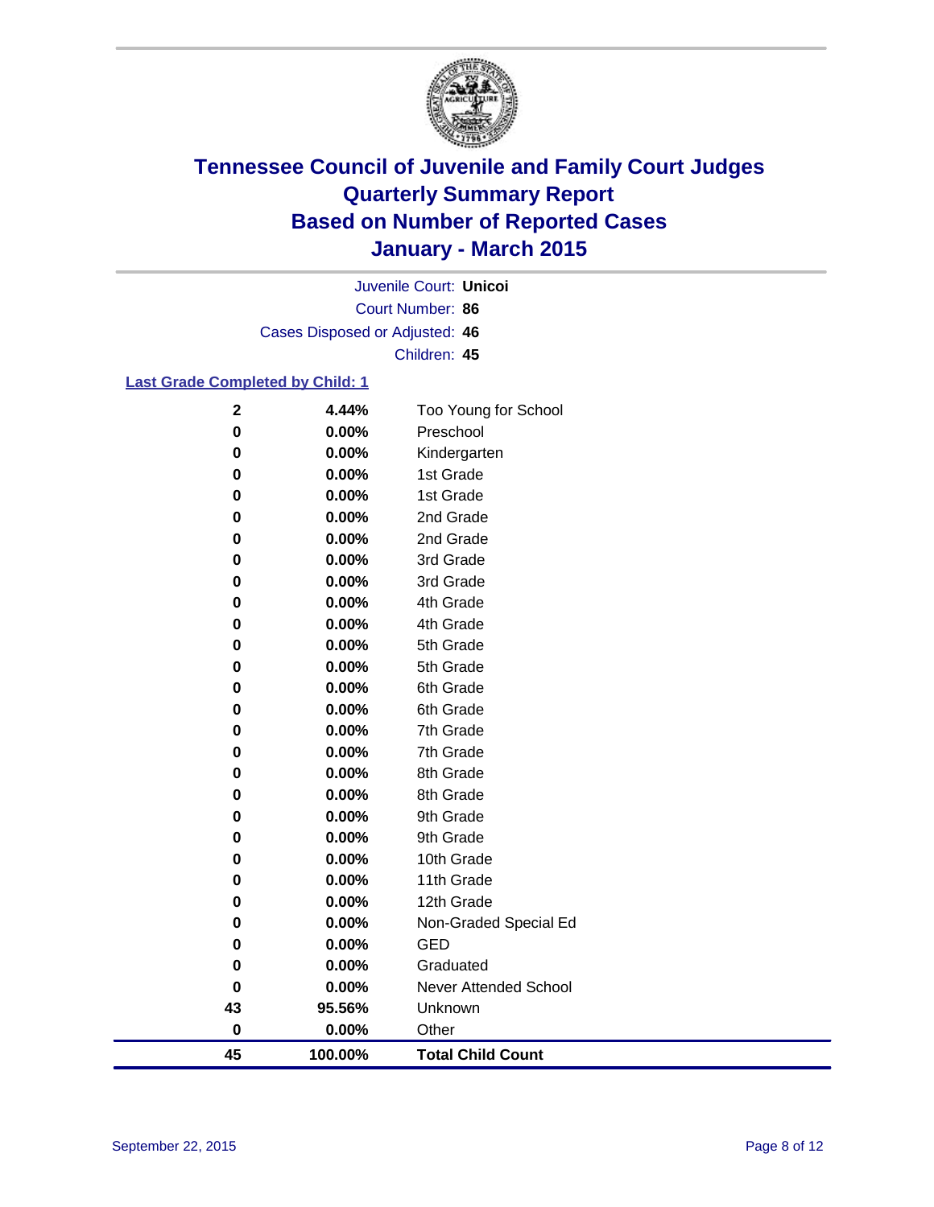# Tennessee Council of Juvenile and Family Court Judges
## Quarterly Summary Report
## Based on Number of Reported Cases
## January - March 2015

Juvenile Court: **Unicoi**

Court Number: **86**

Cases Disposed or Adjusted: **46**

Children: **45**

### Last Grade Completed by Child: 1

| Count | Percent | Grade |
|---|---|---|
| 2 | 4.44% | Too Young for School |
| 0 | 0.00% | Preschool |
| 0 | 0.00% | Kindergarten |
| 0 | 0.00% | 1st Grade |
| 0 | 0.00% | 1st Grade |
| 0 | 0.00% | 2nd Grade |
| 0 | 0.00% | 2nd Grade |
| 0 | 0.00% | 3rd Grade |
| 0 | 0.00% | 3rd Grade |
| 0 | 0.00% | 4th Grade |
| 0 | 0.00% | 4th Grade |
| 0 | 0.00% | 5th Grade |
| 0 | 0.00% | 5th Grade |
| 0 | 0.00% | 6th Grade |
| 0 | 0.00% | 6th Grade |
| 0 | 0.00% | 7th Grade |
| 0 | 0.00% | 7th Grade |
| 0 | 0.00% | 8th Grade |
| 0 | 0.00% | 8th Grade |
| 0 | 0.00% | 9th Grade |
| 0 | 0.00% | 9th Grade |
| 0 | 0.00% | 10th Grade |
| 0 | 0.00% | 11th Grade |
| 0 | 0.00% | 12th Grade |
| 0 | 0.00% | Non-Graded Special Ed |
| 0 | 0.00% | GED |
| 0 | 0.00% | Graduated |
| 0 | 0.00% | Never Attended School |
| 43 | 95.56% | Unknown |
| 0 | 0.00% | Other |
| **45** | **100.00%** | **Total Child Count** |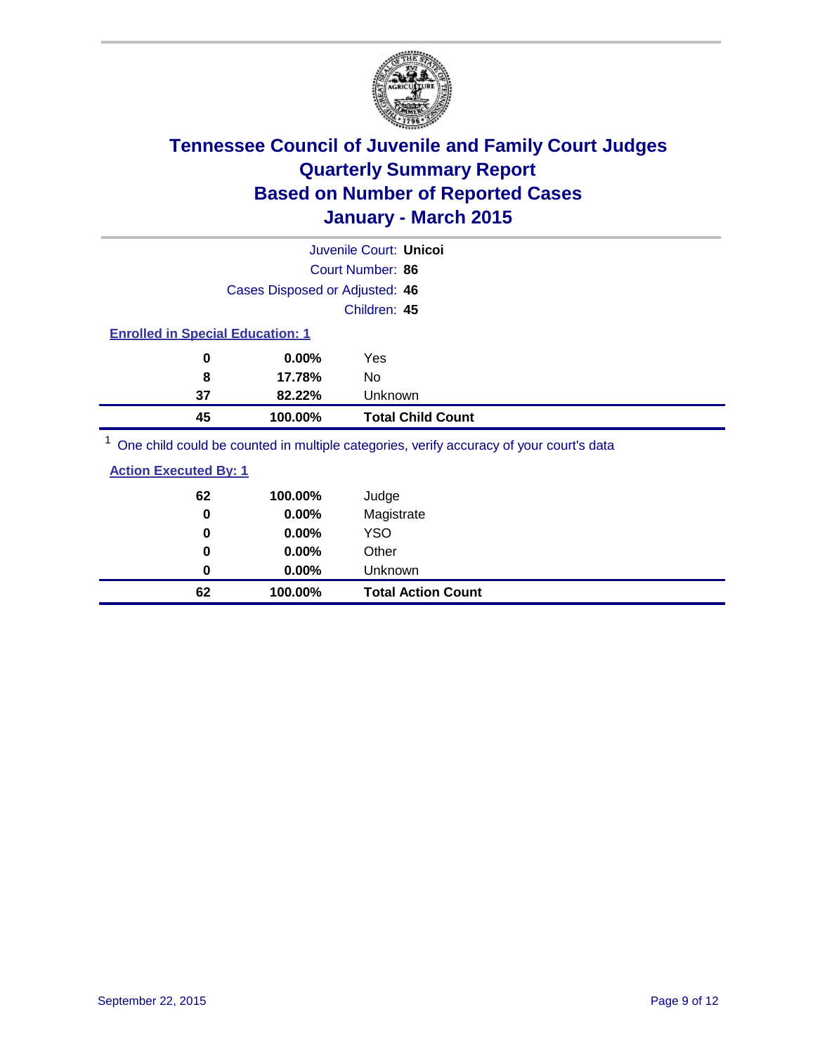# Tennessee Council of Juvenile and Family Court Judges
# Quarterly Summary Report
# Based on Number of Reported Cases
# January - March 2015

Juvenile Court: **Unicoi**

Court Number: **86**

Cases Disposed or Adjusted: **46**

Children: **45**

### Enrolled in Special Education: 1

| Count | Percent | Category |
|---|---|---|
| 0 | 0.00% | Yes |
| 8 | 17.78% | No |
| 37 | 82.22% | Unknown |
| **45** | **100.00%** | **Total Child Count** |

[1] One child could be counted in multiple categories, verify accuracy of your court's data

### Action Executed By: 1

| Count | Percent | Category |
|---|---|---|
| 62 | 100.00% | Judge |
| 0 | 0.00% | Magistrate |
| 0 | 0.00% | YSO |
| 0 | 0.00% | Other |
| 0 | 0.00% | Unknown |
| **62** | **100.00%** | **Total Action Count** |

September 22, 2015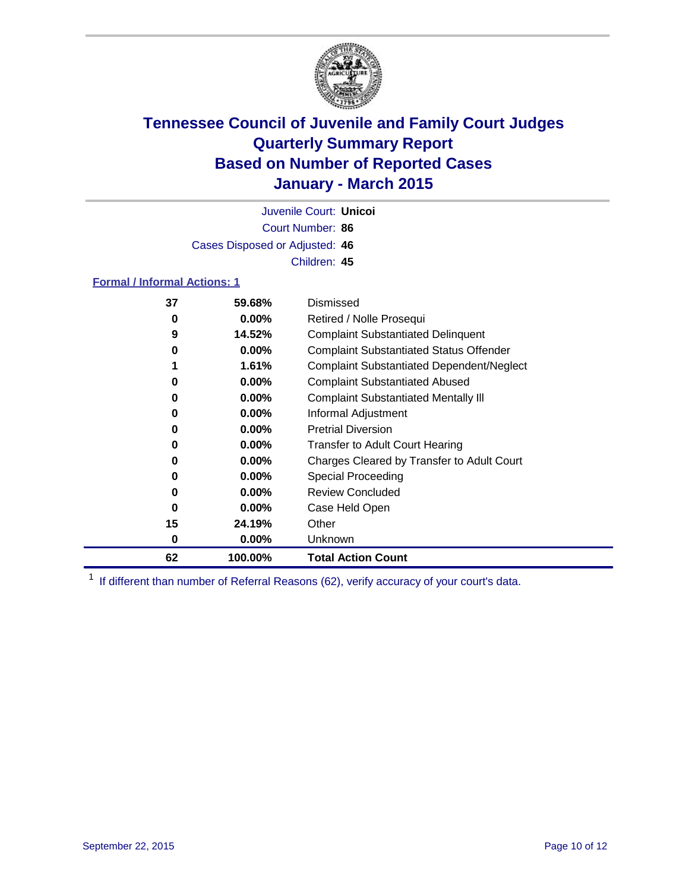# Tennessee Council of Juvenile and Family Court Judges
## Quarterly Summary Report
## Based on Number of Reported Cases
## January - March 2015

Juvenile Court: **Unicoi**

Court Number: **86**

Cases Disposed or Adjusted: **46**

Children: **45**

### Formal / Informal Actions: 1

| Count | Percent | Action |
|---|---|---|
| 37 | 59.68% | Dismissed |
| 0 | 0.00% | Retired / Nolle Prosequi |
| 9 | 14.52% | Complaint Substantiated Delinquent |
| 0 | 0.00% | Complaint Substantiated Status Offender |
| 1 | 1.61% | Complaint Substantiated Dependent/Neglect |
| 0 | 0.00% | Complaint Substantiated Abused |
| 0 | 0.00% | Complaint Substantiated Mentally Ill |
| 0 | 0.00% | Informal Adjustment |
| 0 | 0.00% | Pretrial Diversion |
| 0 | 0.00% | Transfer to Adult Court Hearing |
| 0 | 0.00% | Charges Cleared by Transfer to Adult Court |
| 0 | 0.00% | Special Proceeding |
| 0 | 0.00% | Review Concluded |
| 0 | 0.00% | Case Held Open |
| 15 | 24.19% | Other |
| 0 | 0.00% | Unknown |
| **62** | **100.00%** | **Total Action Count** |

[1] If different than number of Referral Reasons (62), verify accuracy of your court's data.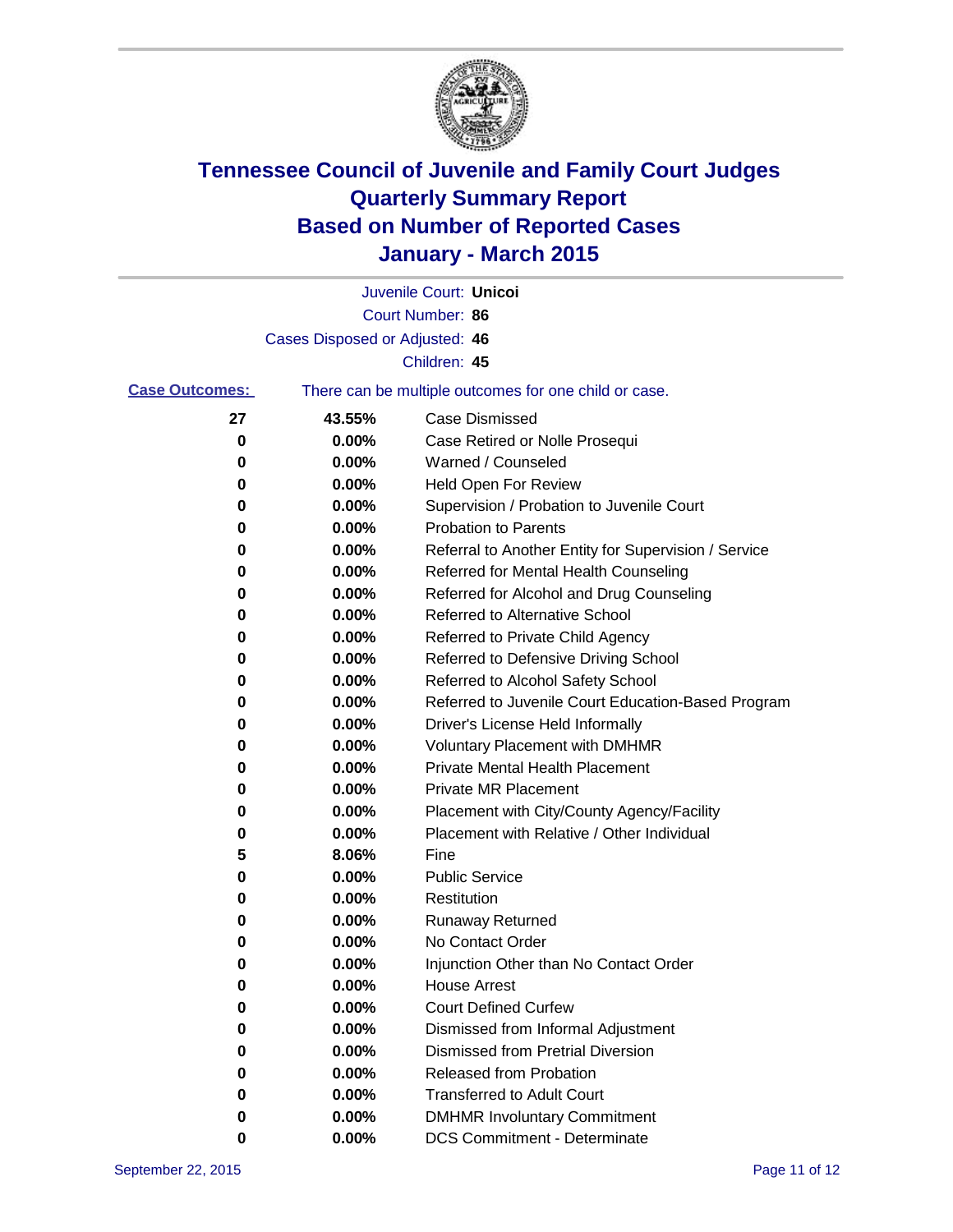# Tennessee Council of Juvenile and Family Court Judges
# Quarterly Summary Report
# Based on Number of Reported Cases
# January - March 2015

Juvenile Court: **Unicoi**

Court Number: **86**

Cases Disposed or Adjusted: **46**

Children: **45**

**Case Outcomes:** There can be multiple outcomes for one child or case.

| Count | Percent | Outcome |
|---|---|---|
| 27 | 43.55% | Case Dismissed |
| 0 | 0.00% | Case Retired or Nolle Prosequi |
| 0 | 0.00% | Warned / Counseled |
| 0 | 0.00% | Held Open For Review |
| 0 | 0.00% | Supervision / Probation to Juvenile Court |
| 0 | 0.00% | Probation to Parents |
| 0 | 0.00% | Referral to Another Entity for Supervision / Service |
| 0 | 0.00% | Referred for Mental Health Counseling |
| 0 | 0.00% | Referred for Alcohol and Drug Counseling |
| 0 | 0.00% | Referred to Alternative School |
| 0 | 0.00% | Referred to Private Child Agency |
| 0 | 0.00% | Referred to Defensive Driving School |
| 0 | 0.00% | Referred to Alcohol Safety School |
| 0 | 0.00% | Referred to Juvenile Court Education-Based Program |
| 0 | 0.00% | Driver's License Held Informally |
| 0 | 0.00% | Voluntary Placement with DMHMR |
| 0 | 0.00% | Private Mental Health Placement |
| 0 | 0.00% | Private MR Placement |
| 0 | 0.00% | Placement with City/County Agency/Facility |
| 0 | 0.00% | Placement with Relative / Other Individual |
| 5 | 8.06% | Fine |
| 0 | 0.00% | Public Service |
| 0 | 0.00% | Restitution |
| 0 | 0.00% | Runaway Returned |
| 0 | 0.00% | No Contact Order |
| 0 | 0.00% | Injunction Other than No Contact Order |
| 0 | 0.00% | House Arrest |
| 0 | 0.00% | Court Defined Curfew |
| 0 | 0.00% | Dismissed from Informal Adjustment |
| 0 | 0.00% | Dismissed from Pretrial Diversion |
| 0 | 0.00% | Released from Probation |
| 0 | 0.00% | Transferred to Adult Court |
| 0 | 0.00% | DMHMR Involuntary Commitment |
| 0 | 0.00% | DCS Commitment - Determinate |

September 22, 2015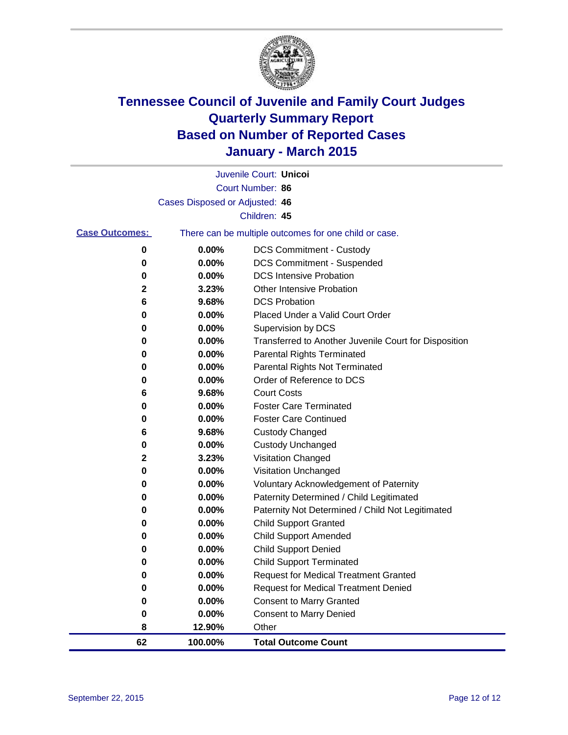# Tennessee Council of Juvenile and Family Court Judges
# Quarterly Summary Report
# Based on Number of Reported Cases
# January - March 2015

Juvenile Court: **Unicoi**

Court Number: **86**

Cases Disposed or Adjusted: **46**

Children: **45**

**Case Outcomes:** There can be multiple outcomes for one child or case.

| | | |
|---|---|---|
| 0 | 0.00% | DCS Commitment - Custody |
| 0 | 0.00% | DCS Commitment - Suspended |
| 0 | 0.00% | DCS Intensive Probation |
| 2 | 3.23% | Other Intensive Probation |
| 6 | 9.68% | DCS Probation |
| 0 | 0.00% | Placed Under a Valid Court Order |
| 0 | 0.00% | Supervision by DCS |
| 0 | 0.00% | Transferred to Another Juvenile Court for Disposition |
| 0 | 0.00% | Parental Rights Terminated |
| 0 | 0.00% | Parental Rights Not Terminated |
| 0 | 0.00% | Order of Reference to DCS |
| 6 | 9.68% | Court Costs |
| 0 | 0.00% | Foster Care Terminated |
| 0 | 0.00% | Foster Care Continued |
| 6 | 9.68% | Custody Changed |
| 0 | 0.00% | Custody Unchanged |
| 2 | 3.23% | Visitation Changed |
| 0 | 0.00% | Visitation Unchanged |
| 0 | 0.00% | Voluntary Acknowledgement of Paternity |
| 0 | 0.00% | Paternity Determined / Child Legitimated |
| 0 | 0.00% | Paternity Not Determined / Child Not Legitimated |
| 0 | 0.00% | Child Support Granted |
| 0 | 0.00% | Child Support Amended |
| 0 | 0.00% | Child Support Denied |
| 0 | 0.00% | Child Support Terminated |
| 0 | 0.00% | Request for Medical Treatment Granted |
| 0 | 0.00% | Request for Medical Treatment Denied |
| 0 | 0.00% | Consent to Marry Granted |
| 0 | 0.00% | Consent to Marry Denied |
| 8 | 12.90% | Other |
| **62** | **100.00%** | **Total Outcome Count** |

September 22, 2015